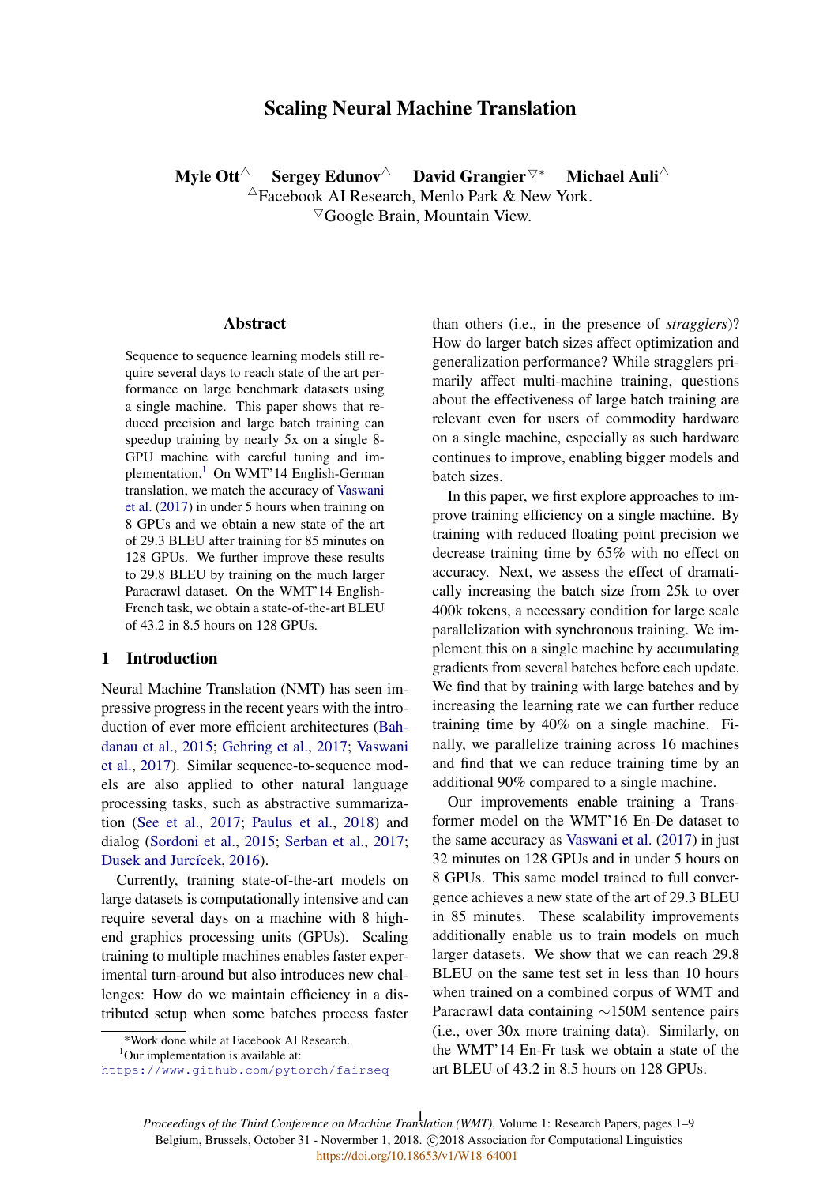# Scaling Neural Machine Translation

**Myle Ott**[△] **Sergey Edunov**[△] **David Grangier**[▽*] **Michael Auli**[△]

[△]Facebook AI Research, Menlo Park & New York.
[▽]Google Brain, Mountain View.

## Abstract

Sequence to sequence learning models still require several days to reach state of the art performance on large benchmark datasets using a single machine. This paper shows that reduced precision and large batch training can speedup training by nearly 5x on a single 8-GPU machine with careful tuning and implementation.[1] On WMT'14 English-German translation, we match the accuracy of Vaswani et al. (2017) in under 5 hours when training on 8 GPUs and we obtain a new state of the art of 29.3 BLEU after training for 85 minutes on 128 GPUs. We further improve these results to 29.8 BLEU by training on the much larger Paracrawl dataset. On the WMT'14 English-French task, we obtain a state-of-the-art BLEU of 43.2 in 8.5 hours on 128 GPUs.

## 1 Introduction

Neural Machine Translation (NMT) has seen impressive progress in the recent years with the introduction of ever more efficient architectures (Bahdanau et al., 2015; Gehring et al., 2017; Vaswani et al., 2017). Similar sequence-to-sequence models are also applied to other natural language processing tasks, such as abstractive summarization (See et al., 2017; Paulus et al., 2018) and dialog (Sordoni et al., 2015; Serban et al., 2017; Dusek and Jurcícek, 2016).

Currently, training state-of-the-art models on large datasets is computationally intensive and can require several days on a machine with 8 high-end graphics processing units (GPUs). Scaling training to multiple machines enables faster experimental turn-around but also introduces new challenges: How do we maintain efficiency in a distributed setup when some batches process faster than others (i.e., in the presence of *stragglers*)? How do larger batch sizes affect optimization and generalization performance? While stragglers primarily affect multi-machine training, questions about the effectiveness of large batch training are relevant even for users of commodity hardware on a single machine, especially as such hardware continues to improve, enabling bigger models and batch sizes.

In this paper, we first explore approaches to improve training efficiency on a single machine. By training with reduced floating point precision we decrease training time by 65% with no effect on accuracy. Next, we assess the effect of dramatically increasing the batch size from 25k to over 400k tokens, a necessary condition for large scale parallelization with synchronous training. We implement this on a single machine by accumulating gradients from several batches before each update. We find that by training with large batches and by increasing the learning rate we can further reduce training time by 40% on a single machine. Finally, we parallelize training across 16 machines and find that we can reduce training time by an additional 90% compared to a single machine.

Our improvements enable training a Transformer model on the WMT'16 En-De dataset to the same accuracy as Vaswani et al. (2017) in just 32 minutes on 128 GPUs and in under 5 hours on 8 GPUs. This same model trained to full convergence achieves a new state of the art of 29.3 BLEU in 85 minutes. These scalability improvements additionally enable us to train models on much larger datasets. We show that we can reach 29.8 BLEU on the same test set in less than 10 hours when trained on a combined corpus of WMT and Paracrawl data containing ∼150M sentence pairs (i.e., over 30x more training data). Similarly, on the WMT'14 En-Fr task we obtain a state of the art BLEU of 43.2 in 8.5 hours on 128 GPUs.

*Work done while at Facebook AI Research.

[1]Our implementation is available at: https://www.github.com/pytorch/fairseq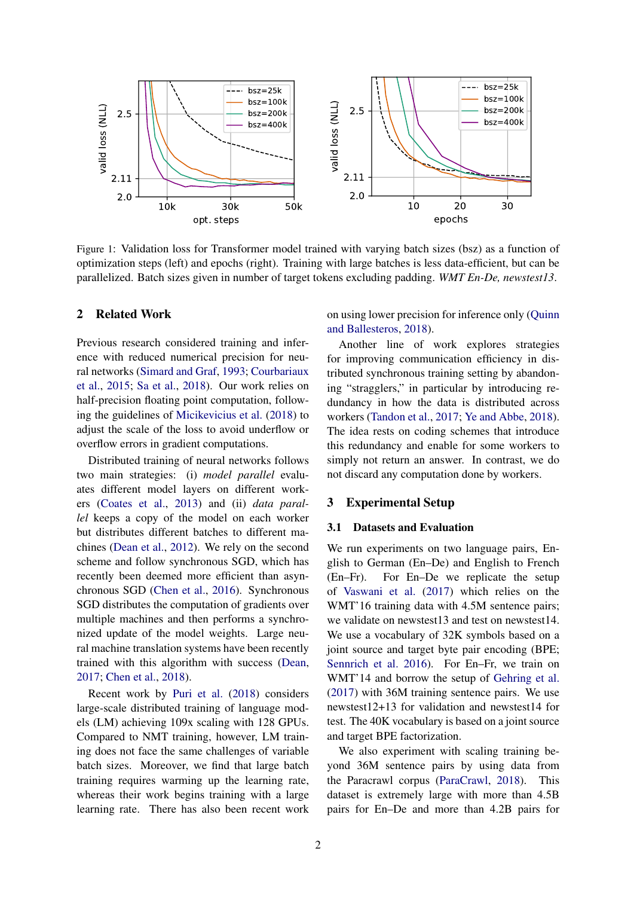Figure 1: Validation loss for Transformer model trained with varying batch sizes (bsz) as a function of optimization steps (left) and epochs (right). Training with large batches is less data-efficient, but can be parallelized. Batch sizes given in number of target tokens excluding padding. *WMT En-De, newstest13*.

## 2 Related Work

Previous research considered training and inference with reduced numerical precision for neural networks (Simard and Graf, 1993; Courbariaux et al., 2015; Sa et al., 2018). Our work relies on half-precision floating point computation, following the guidelines of Micikevicius et al. (2018) to adjust the scale of the loss to avoid underflow or overflow errors in gradient computations.

Distributed training of neural networks follows two main strategies: (i) *model parallel* evaluates different model layers on different workers (Coates et al., 2013) and (ii) *data parallel* keeps a copy of the model on each worker but distributes different batches to different machines (Dean et al., 2012). We rely on the second scheme and follow synchronous SGD, which has recently been deemed more efficient than asynchronous SGD (Chen et al., 2016). Synchronous SGD distributes the computation of gradients over multiple machines and then performs a synchronized update of the model weights. Large neural machine translation systems have been recently trained with this algorithm with success (Dean, 2017; Chen et al., 2018).

Recent work by Puri et al. (2018) considers large-scale distributed training of language models (LM) achieving 109x scaling with 128 GPUs. Compared to NMT training, however, LM training does not face the same challenges of variable batch sizes. Moreover, we find that large batch training requires warming up the learning rate, whereas their work begins training with a large learning rate. There has also been recent work on using lower precision for inference only (Quinn and Ballesteros, 2018).

Another line of work explores strategies for improving communication efficiency in distributed synchronous training setting by abandoning "stragglers," in particular by introducing redundancy in how the data is distributed across workers (Tandon et al., 2017; Ye and Abbe, 2018). The idea rests on coding schemes that introduce this redundancy and enable for some workers to simply not return an answer. In contrast, we do not discard any computation done by workers.

## 3 Experimental Setup

### 3.1 Datasets and Evaluation

We run experiments on two language pairs, English to German (En–De) and English to French (En–Fr). For En–De we replicate the setup of Vaswani et al. (2017) which relies on the WMT'16 training data with 4.5M sentence pairs; we validate on newstest13 and test on newstest14. We use a vocabulary of 32K symbols based on a joint source and target byte pair encoding (BPE; Sennrich et al. 2016). For En–Fr, we train on WMT'14 and borrow the setup of Gehring et al. (2017) with 36M training sentence pairs. We use newstest12+13 for validation and newstest14 for test. The 40K vocabulary is based on a joint source and target BPE factorization.

We also experiment with scaling training beyond 36M sentence pairs by using data from the Paracrawl corpus (ParaCrawl, 2018). This dataset is extremely large with more than 4.5B pairs for En–De and more than 4.2B pairs for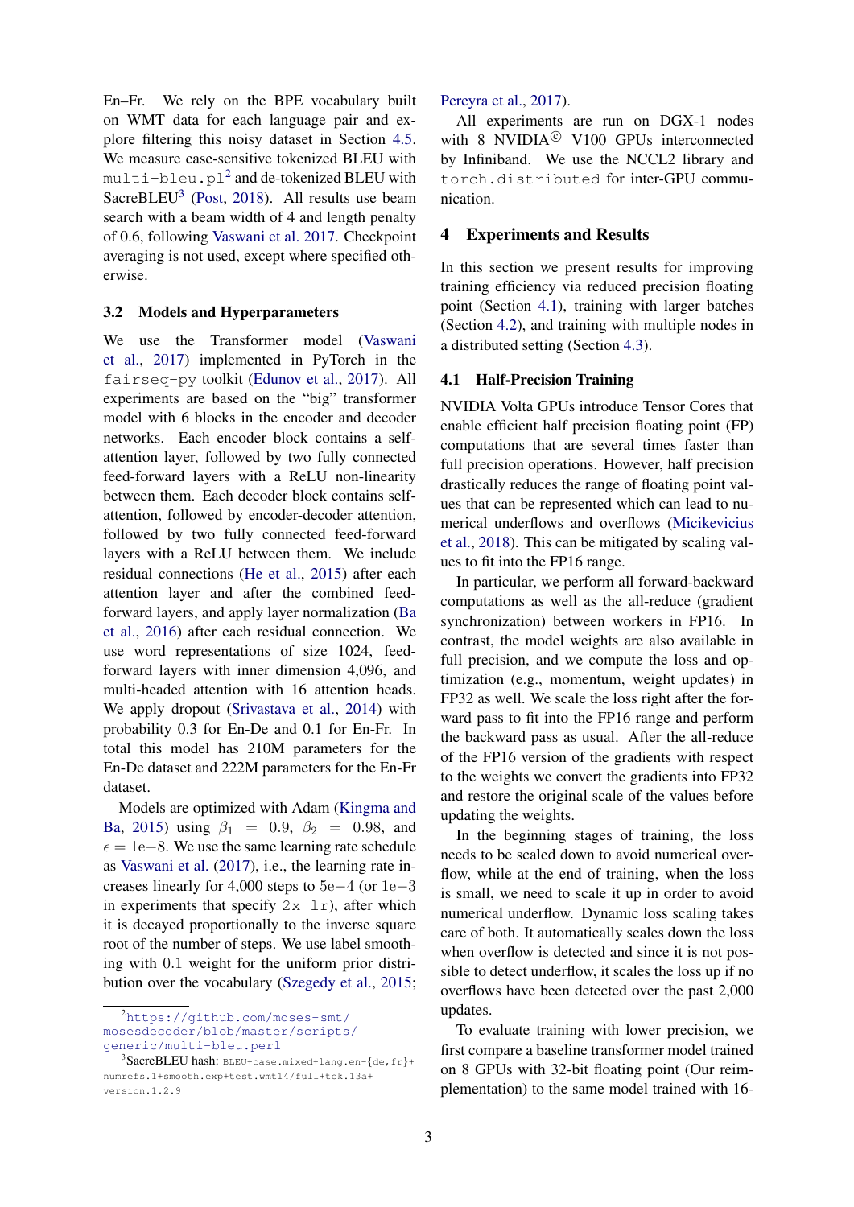En–Fr. We rely on the BPE vocabulary built on WMT data for each language pair and explore filtering this noisy dataset in Section 4.5. We measure case-sensitive tokenized BLEU with `multi-bleu.pl`[2] and de-tokenized BLEU with SacreBLEU[3] (Post, 2018). All results use beam search with a beam width of 4 and length penalty of 0.6, following Vaswani et al. 2017. Checkpoint averaging is not used, except where specified otherwise.

### 3.2 Models and Hyperparameters

We use the Transformer model (Vaswani et al., 2017) implemented in PyTorch in the `fairseq-py` toolkit (Edunov et al., 2017). All experiments are based on the "big" transformer model with 6 blocks in the encoder and decoder networks. Each encoder block contains a self-attention layer, followed by two fully connected feed-forward layers with a ReLU non-linearity between them. Each decoder block contains self-attention, followed by encoder-decoder attention, followed by two fully connected feed-forward layers with a ReLU between them. We include residual connections (He et al., 2015) after each attention layer and after the combined feed-forward layers, and apply layer normalization (Ba et al., 2016) after each residual connection. We use word representations of size 1024, feed-forward layers with inner dimension 4,096, and multi-headed attention with 16 attention heads. We apply dropout (Srivastava et al., 2014) with probability 0.3 for En-De and 0.1 for En-Fr. In total this model has 210M parameters for the En-De dataset and 222M parameters for the En-Fr dataset.

Models are optimized with Adam (Kingma and Ba, 2015) using $\beta_1 = 0.9$, $\beta_2 = 0.98$, and $\epsilon = 1\text{e}{-8}$. We use the same learning rate schedule as Vaswani et al. (2017), i.e., the learning rate increases linearly for 4,000 steps to $5\text{e}{-4}$ (or $1\text{e}{-3}$ in experiments that specify `2x lr`), after which it is decayed proportionally to the inverse square root of the number of steps. We use label smoothing with 0.1 weight for the uniform prior distribution over the vocabulary (Szegedy et al., 2015; Pereyra et al., 2017).

All experiments are run on DGX-1 nodes with 8 NVIDIA© V100 GPUs interconnected by Infiniband. We use the NCCL2 library and `torch.distributed` for inter-GPU communication.

## 4 Experiments and Results

In this section we present results for improving training efficiency via reduced precision floating point (Section 4.1), training with larger batches (Section 4.2), and training with multiple nodes in a distributed setting (Section 4.3).

### 4.1 Half-Precision Training

NVIDIA Volta GPUs introduce Tensor Cores that enable efficient half precision floating point (FP) computations that are several times faster than full precision operations. However, half precision drastically reduces the range of floating point values that can be represented which can lead to numerical underflows and overflows (Micikevicius et al., 2018). This can be mitigated by scaling values to fit into the FP16 range.

In particular, we perform all forward-backward computations as well as the all-reduce (gradient synchronization) between workers in FP16. In contrast, the model weights are also available in full precision, and we compute the loss and optimization (e.g., momentum, weight updates) in FP32 as well. We scale the loss right after the forward pass to fit into the FP16 range and perform the backward pass as usual. After the all-reduce of the FP16 version of the gradients with respect to the weights we convert the gradients into FP32 and restore the original scale of the values before updating the weights.

In the beginning stages of training, the loss needs to be scaled down to avoid numerical overflow, while at the end of training, when the loss is small, we need to scale it up in order to avoid numerical underflow. Dynamic loss scaling takes care of both. It automatically scales down the loss when overflow is detected and since it is not possible to detect underflow, it scales the loss up if no overflows have been detected over the past 2,000 updates.

To evaluate training with lower precision, we first compare a baseline transformer model trained on 8 GPUs with 32-bit floating point (Our reimplementation) to the same model trained with 16-

[2] https://github.com/moses-smt/mosesdecoder/blob/master/scripts/generic/multi-bleu.perl

[3] SacreBLEU hash: BLEU+case.mixed+lang.en-{de,fr}+numrefs.1+smooth.exp+test.wmt14/full+tok.13a+version.1.2.9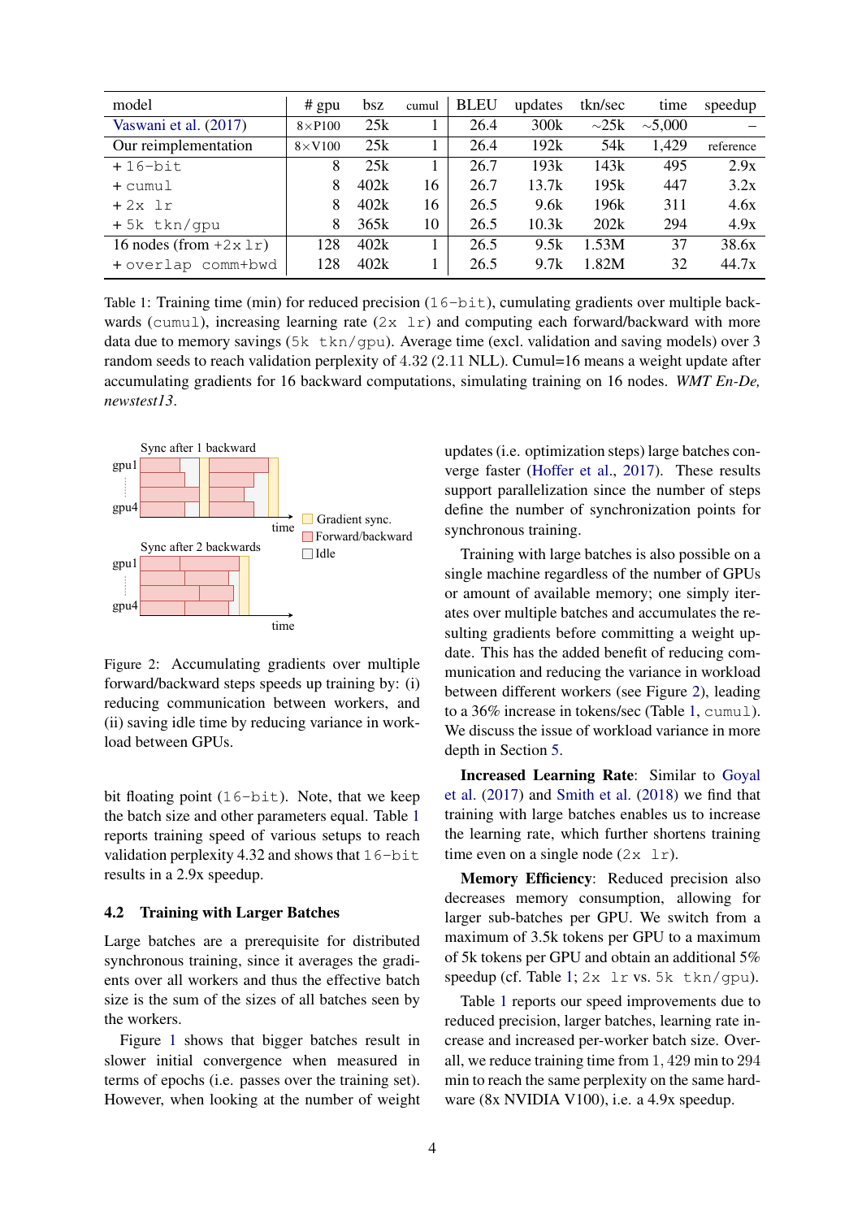| model | # gpu | bsz | cumul | BLEU | updates | tkn/sec | time | speedup |
|---|---|---|---|---|---|---|---|---|
| Vaswani et al. (2017) | 8×P100 | 25k | 1 | 26.4 | 300k | ~25k | ~5,000 | – |
| Our reimplementation | 8×V100 | 25k | 1 | 26.4 | 192k | 54k | 1,429 | reference |
| + `16-bit` | 8 | 25k | 1 | 26.7 | 193k | 143k | 495 | 2.9x |
| + `cumul` | 8 | 402k | 16 | 26.7 | 13.7k | 195k | 447 | 3.2x |
| + `2x lr` | 8 | 402k | 16 | 26.5 | 9.6k | 196k | 311 | 4.6x |
| + `5k tkn/gpu` | 8 | 365k | 10 | 26.5 | 10.3k | 202k | 294 | 4.9x |
| 16 nodes (from +`2x lr`) | 128 | 402k | 1 | 26.5 | 9.5k | 1.53M | 37 | 38.6x |
| + `overlap comm+bwd` | 128 | 402k | 1 | 26.5 | 9.7k | 1.82M | 32 | 44.7x |

Table 1: Training time (min) for reduced precision (`16-bit`), cumulating gradients over multiple backwards (`cumul`), increasing learning rate (`2x lr`) and computing each forward/backward with more data due to memory savings (`5k tkn/gpu`). Average time (excl. validation and saving models) over 3 random seeds to reach validation perplexity of 4.32 (2.11 NLL). Cumul=16 means a weight update after accumulating gradients for 16 backward computations, simulating training on 16 nodes. *WMT En-De, newstest13*.

Figure 2: Accumulating gradients over multiple forward/backward steps speeds up training by: (i) reducing communication between workers, and (ii) saving idle time by reducing variance in workload between GPUs.

bit floating point (`16-bit`). Note, that we keep the batch size and other parameters equal. Table 1 reports training speed of various setups to reach validation perplexity 4.32 and shows that `16-bit` results in a 2.9x speedup.

### 4.2 Training with Larger Batches

Large batches are a prerequisite for distributed synchronous training, since it averages the gradients over all workers and thus the effective batch size is the sum of the sizes of all batches seen by the workers.

Figure 1 shows that bigger batches result in slower initial convergence when measured in terms of epochs (i.e. passes over the training set). However, when looking at the number of weight updates (i.e. optimization steps) large batches converge faster (Hoffer et al., 2017). These results support parallelization since the number of steps define the number of synchronization points for synchronous training.

Training with large batches is also possible on a single machine regardless of the number of GPUs or amount of available memory; one simply iterates over multiple batches and accumulates the resulting gradients before committing a weight update. This has the added benefit of reducing communication and reducing the variance in workload between different workers (see Figure 2), leading to a 36% increase in tokens/sec (Table 1, `cumul`). We discuss the issue of workload variance in more depth in Section 5.

**Increased Learning Rate**: Similar to Goyal et al. (2017) and Smith et al. (2018) we find that training with large batches enables us to increase the learning rate, which further shortens training time even on a single node (`2x lr`).

**Memory Efficiency**: Reduced precision also decreases memory consumption, allowing for larger sub-batches per GPU. We switch from a maximum of 3.5k tokens per GPU to a maximum of 5k tokens per GPU and obtain an additional 5% speedup (cf. Table 1; `2x lr` vs. `5k tkn/gpu`).

Table 1 reports our speed improvements due to reduced precision, larger batches, learning rate increase and increased per-worker batch size. Overall, we reduce training time from 1,429 min to 294 min to reach the same perplexity on the same hardware (8x NVIDIA V100), i.e. a 4.9x speedup.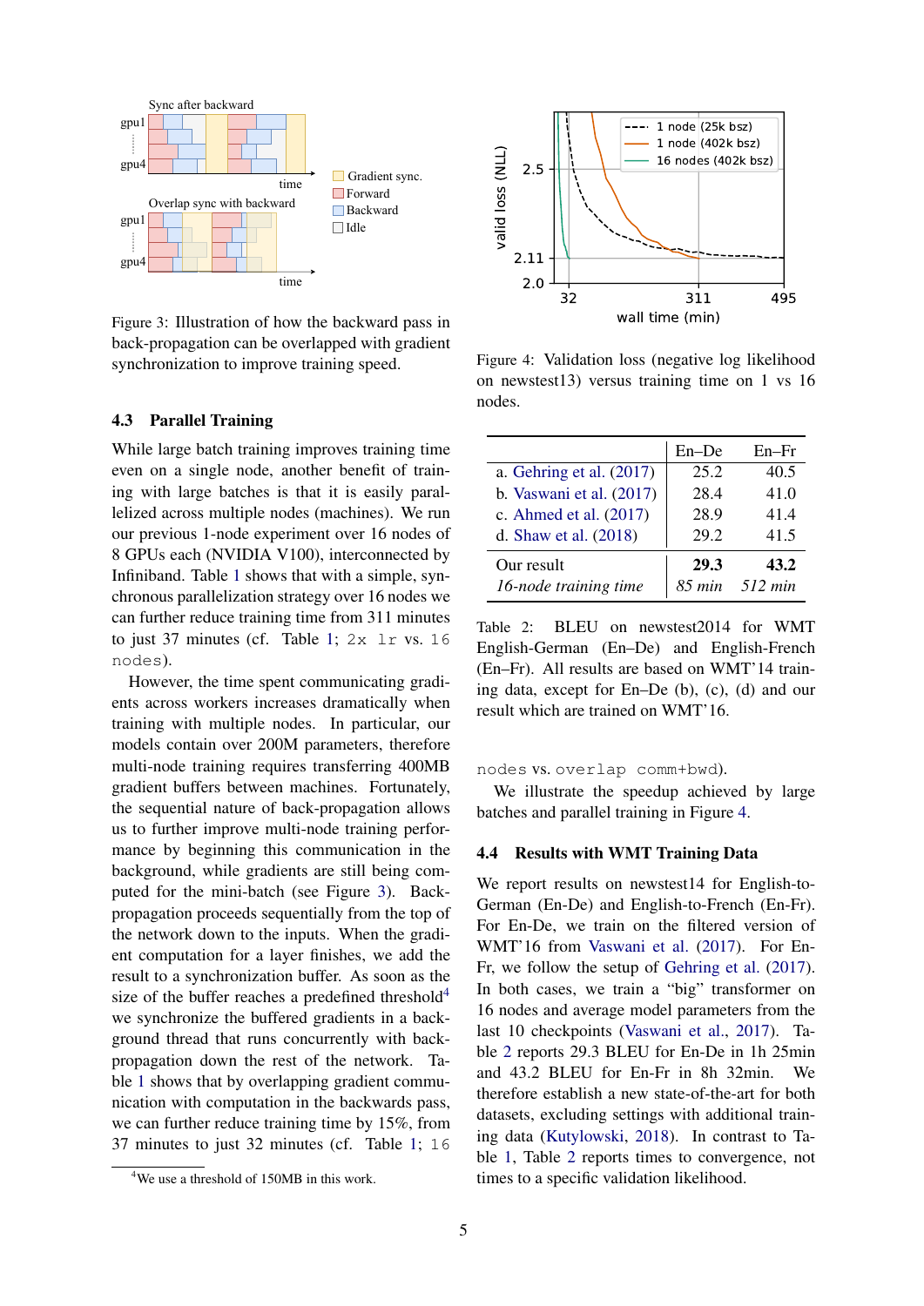Figure 3: Illustration of how the backward pass in back-propagation can be overlapped with gradient synchronization to improve training speed.

### 4.3 Parallel Training

While large batch training improves training time even on a single node, another benefit of training with large batches is that it is easily parallelized across multiple nodes (machines). We run our previous 1-node experiment over 16 nodes of 8 GPUs each (NVIDIA V100), interconnected by Infiniband. Table 1 shows that with a simple, synchronous parallelization strategy over 16 nodes we can further reduce training time from 311 minutes to just 37 minutes (cf. Table 1; `2x lr` vs. `16 nodes`).

However, the time spent communicating gradients across workers increases dramatically when training with multiple nodes. In particular, our models contain over 200M parameters, therefore multi-node training requires transferring 400MB gradient buffers between machines. Fortunately, the sequential nature of back-propagation allows us to further improve multi-node training performance by beginning this communication in the background, while gradients are still being computed for the mini-batch (see Figure 3). Back-propagation proceeds sequentially from the top of the network down to the inputs. When the gradient computation for a layer finishes, we add the result to a synchronization buffer. As soon as the size of the buffer reaches a predefined threshold[4] we synchronize the buffered gradients in a background thread that runs concurrently with back-propagation down the rest of the network. Table 1 shows that by overlapping gradient communication with computation in the backwards pass, we can further reduce training time by 15%, from 37 minutes to just 32 minutes (cf. Table 1; `16 nodes` vs. `overlap comm+bwd`).

We illustrate the speedup achieved by large batches and parallel training in Figure 4.

[4] We use a threshold of 150MB in this work.

Figure 4: Validation loss (negative log likelihood on newstest13) versus training time on 1 vs 16 nodes.

| | En–De | En–Fr |
|---|---|---|
| a. Gehring et al. (2017) | 25.2 | 40.5 |
| b. Vaswani et al. (2017) | 28.4 | 41.0 |
| c. Ahmed et al. (2017) | 28.9 | 41.4 |
| d. Shaw et al. (2018) | 29.2 | 41.5 |
| Our result | **29.3** | **43.2** |
| *16-node training time* | *85 min* | *512 min* |

Table 2: BLEU on newstest2014 for WMT English-German (En–De) and English-French (En–Fr). All results are based on WMT'14 training data, except for En–De (b), (c), (d) and our result which are trained on WMT'16.

### 4.4 Results with WMT Training Data

We report results on newstest14 for English-to-German (En-De) and English-to-French (En-Fr). For En-De, we train on the filtered version of WMT'16 from Vaswani et al. (2017). For En-Fr, we follow the setup of Gehring et al. (2017). In both cases, we train a "big" transformer on 16 nodes and average model parameters from the last 10 checkpoints (Vaswani et al., 2017). Table 2 reports 29.3 BLEU for En-De in 1h 25min and 43.2 BLEU for En-Fr in 8h 32min. We therefore establish a new state-of-the-art for both datasets, excluding settings with additional training data (Kutylowski, 2018). In contrast to Table 1, Table 2 reports times to convergence, not times to a specific validation likelihood.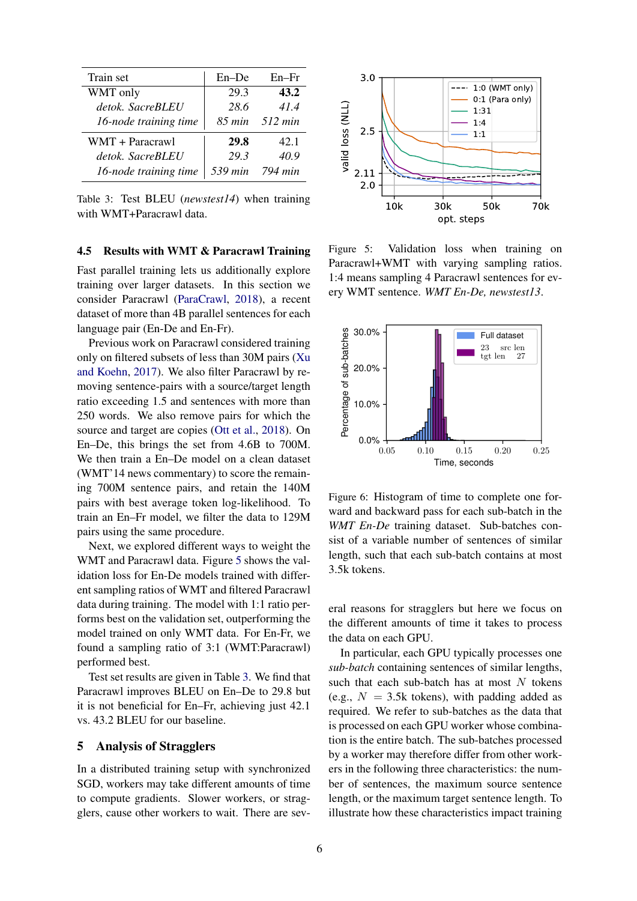| Train set | En–De | En–Fr |
|---|---|---|
| WMT only | 29.3 | **43.2** |
| *detok. SacreBLEU* | *28.6* | *41.4* |
| *16-node training time* | *85 min* | *512 min* |
| WMT + Paracrawl | **29.8** | 42.1 |
| *detok. SacreBLEU* | *29.3* | *40.9* |
| *16-node training time* | *539 min* | *794 min* |

Table 3: Test BLEU (*newstest14*) when training with WMT+Paracrawl data.

Figure 5: Validation loss when training on Paracrawl+WMT with varying sampling ratios. 1:4 means sampling 4 Paracrawl sentences for every WMT sentence. *WMT En-De, newstest13*.

### 4.5 Results with WMT & Paracrawl Training

Fast parallel training lets us additionally explore training over larger datasets. In this section we consider Paracrawl (ParaCrawl, 2018), a recent dataset of more than 4B parallel sentences for each language pair (En-De and En-Fr).

Previous work on Paracrawl considered training only on filtered subsets of less than 30M pairs (Xu and Koehn, 2017). We also filter Paracrawl by removing sentence-pairs with a source/target length ratio exceeding 1.5 and sentences with more than 250 words. We also remove pairs for which the source and target are copies (Ott et al., 2018). On En–De, this brings the set from 4.6B to 700M. We then train a En–De model on a clean dataset (WMT'14 news commentary) to score the remaining 700M sentence pairs, and retain the 140M pairs with best average token log-likelihood. To train an En–Fr model, we filter the data to 129M pairs using the same procedure.

Next, we explored different ways to weight the WMT and Paracrawl data. Figure 5 shows the validation loss for En-De models trained with different sampling ratios of WMT and filtered Paracrawl data during training. The model with 1:1 ratio performs best on the validation set, outperforming the model trained on only WMT data. For En-Fr, we found a sampling ratio of 3:1 (WMT:Paracrawl) performed best.

Test set results are given in Table 3. We find that Paracrawl improves BLEU on En–De to 29.8 but it is not beneficial for En–Fr, achieving just 42.1 vs. 43.2 BLEU for our baseline.

## 5 Analysis of Stragglers

In a distributed training setup with synchronized SGD, workers may take different amounts of time to compute gradients. Slower workers, or stragglers, cause other workers to wait. There are several reasons for stragglers but here we focus on the different amounts of time it takes to process the data on each GPU.

Figure 6: Histogram of time to complete one forward and backward pass for each sub-batch in the *WMT En-De* training dataset. Sub-batches consist of a variable number of sentences of similar length, such that each sub-batch contains at most 3.5k tokens.

In particular, each GPU typically processes one *sub-batch* containing sentences of similar lengths, such that each sub-batch has at most $N$ tokens (e.g., $N$ = 3.5k tokens), with padding added as required. We refer to sub-batches as the data that is processed on each GPU worker whose combination is the entire batch. The sub-batches processed by a worker may therefore differ from other workers in the following three characteristics: the number of sentences, the maximum source sentence length, or the maximum target sentence length. To illustrate how these characteristics impact training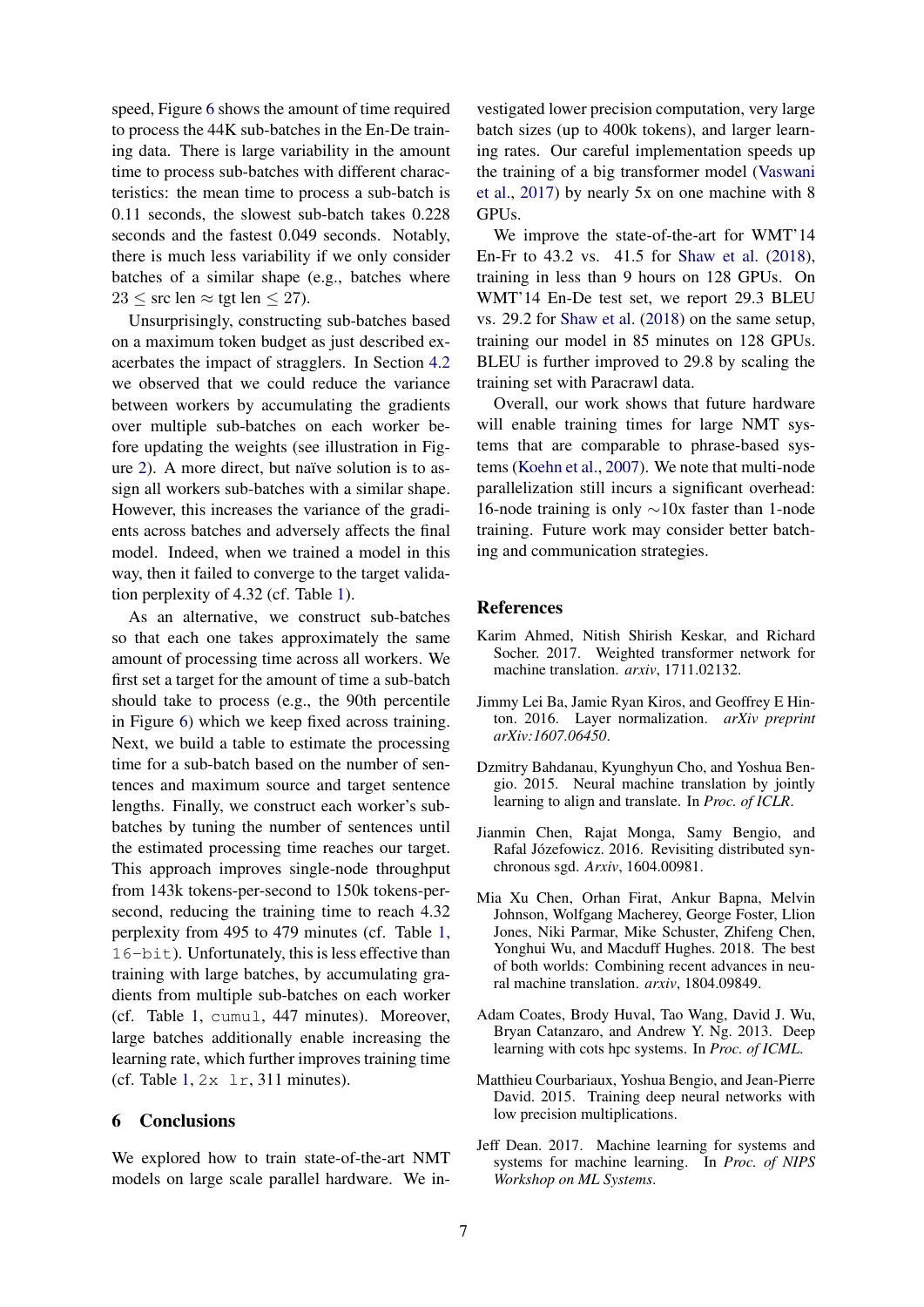speed, Figure 6 shows the amount of time required to process the 44K sub-batches in the En-De training data. There is large variability in the amount time to process sub-batches with different characteristics: the mean time to process a sub-batch is 0.11 seconds, the slowest sub-batch takes 0.228 seconds and the fastest 0.049 seconds. Notably, there is much less variability if we only consider batches of a similar shape (e.g., batches where $23 \leq$ src len $\approx$ tgt len $\leq 27$).

Unsurprisingly, constructing sub-batches based on a maximum token budget as just described exacerbates the impact of stragglers. In Section 4.2 we observed that we could reduce the variance between workers by accumulating the gradients over multiple sub-batches on each worker before updating the weights (see illustration in Figure 2). A more direct, but naïve solution is to assign all workers sub-batches with a similar shape. However, this increases the variance of the gradients across batches and adversely affects the final model. Indeed, when we trained a model in this way, then it failed to converge to the target validation perplexity of 4.32 (cf. Table 1).

As an alternative, we construct sub-batches so that each one takes approximately the same amount of processing time across all workers. We first set a target for the amount of time a sub-batch should take to process (e.g., the 90th percentile in Figure 6) which we keep fixed across training. Next, we build a table to estimate the processing time for a sub-batch based on the number of sentences and maximum source and target sentence lengths. Finally, we construct each worker's sub-batches by tuning the number of sentences until the estimated processing time reaches our target. This approach improves single-node throughput from 143k tokens-per-second to 150k tokens-per-second, reducing the training time to reach 4.32 perplexity from 495 to 479 minutes (cf. Table 1, `16-bit`). Unfortunately, this is less effective than training with large batches, by accumulating gradients from multiple sub-batches on each worker (cf. Table 1, `cumul`, 447 minutes). Moreover, large batches additionally enable increasing the learning rate, which further improves training time (cf. Table 1, `2x lr`, 311 minutes).

## 6 Conclusions

We explored how to train state-of-the-art NMT models on large scale parallel hardware. We investigated lower precision computation, very large batch sizes (up to 400k tokens), and larger learning rates. Our careful implementation speeds up the training of a big transformer model (Vaswani et al., 2017) by nearly 5x on one machine with 8 GPUs.

We improve the state-of-the-art for WMT'14 En-Fr to 43.2 vs. 41.5 for Shaw et al. (2018), training in less than 9 hours on 128 GPUs. On WMT'14 En-De test set, we report 29.3 BLEU vs. 29.2 for Shaw et al. (2018) on the same setup, training our model in 85 minutes on 128 GPUs. BLEU is further improved to 29.8 by scaling the training set with Paracrawl data.

Overall, our work shows that future hardware will enable training times for large NMT systems that are comparable to phrase-based systems (Koehn et al., 2007). We note that multi-node parallelization still incurs a significant overhead: 16-node training is only ∼10x faster than 1-node training. Future work may consider better batching and communication strategies.

## References

Karim Ahmed, Nitish Shirish Keskar, and Richard Socher. 2017. Weighted transformer network for machine translation. *arxiv*, 1711.02132.

Jimmy Lei Ba, Jamie Ryan Kiros, and Geoffrey E Hinton. 2016. Layer normalization. *arXiv preprint arXiv:1607.06450*.

Dzmitry Bahdanau, Kyunghyun Cho, and Yoshua Bengio. 2015. Neural machine translation by jointly learning to align and translate. In *Proc. of ICLR*.

Jianmin Chen, Rajat Monga, Samy Bengio, and Rafal Józefowicz. 2016. Revisiting distributed synchronous sgd. *Arxiv*, 1604.00981.

Mia Xu Chen, Orhan Firat, Ankur Bapna, Melvin Johnson, Wolfgang Macherey, George Foster, Llion Jones, Niki Parmar, Mike Schuster, Zhifeng Chen, Yonghui Wu, and Macduff Hughes. 2018. The best of both worlds: Combining recent advances in neural machine translation. *arxiv*, 1804.09849.

Adam Coates, Brody Huval, Tao Wang, David J. Wu, Bryan Catanzaro, and Andrew Y. Ng. 2013. Deep learning with cots hpc systems. In *Proc. of ICML*.

Matthieu Courbariaux, Yoshua Bengio, and Jean-Pierre David. 2015. Training deep neural networks with low precision multiplications.

Jeff Dean. 2017. Machine learning for systems and systems for machine learning. In *Proc. of NIPS Workshop on ML Systems*.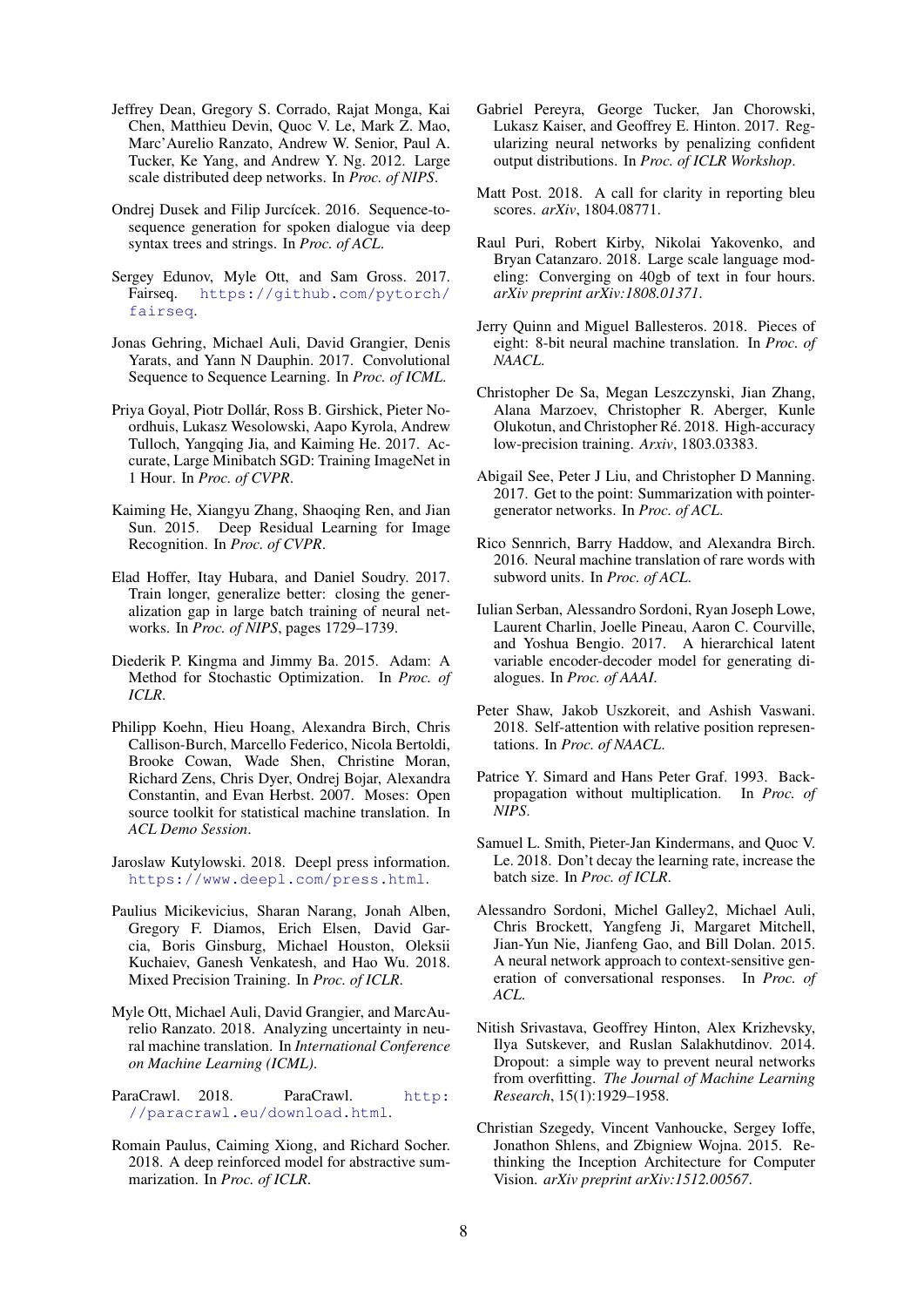Jeffrey Dean, Gregory S. Corrado, Rajat Monga, Kai Chen, Matthieu Devin, Quoc V. Le, Mark Z. Mao, Marc'Aurelio Ranzato, Andrew W. Senior, Paul A. Tucker, Ke Yang, and Andrew Y. Ng. 2012. Large scale distributed deep networks. In *Proc. of NIPS*.

Ondrej Dusek and Filip Jurcícek. 2016. Sequence-to-sequence generation for spoken dialogue via deep syntax trees and strings. In *Proc. of ACL*.

Sergey Edunov, Myle Ott, and Sam Gross. 2017. Fairseq. https://github.com/pytorch/fairseq.

Jonas Gehring, Michael Auli, David Grangier, Denis Yarats, and Yann N Dauphin. 2017. Convolutional Sequence to Sequence Learning. In *Proc. of ICML*.

Priya Goyal, Piotr Dollár, Ross B. Girshick, Pieter Noordhuis, Lukasz Wesolowski, Aapo Kyrola, Andrew Tulloch, Yangqing Jia, and Kaiming He. 2017. Accurate, Large Minibatch SGD: Training ImageNet in 1 Hour. In *Proc. of CVPR*.

Kaiming He, Xiangyu Zhang, Shaoqing Ren, and Jian Sun. 2015. Deep Residual Learning for Image Recognition. In *Proc. of CVPR*.

Elad Hoffer, Itay Hubara, and Daniel Soudry. 2017. Train longer, generalize better: closing the generalization gap in large batch training of neural networks. In *Proc. of NIPS*, pages 1729–1739.

Diederik P. Kingma and Jimmy Ba. 2015. Adam: A Method for Stochastic Optimization. In *Proc. of ICLR*.

Philipp Koehn, Hieu Hoang, Alexandra Birch, Chris Callison-Burch, Marcello Federico, Nicola Bertoldi, Brooke Cowan, Wade Shen, Christine Moran, Richard Zens, Chris Dyer, Ondrej Bojar, Alexandra Constantin, and Evan Herbst. 2007. Moses: Open source toolkit for statistical machine translation. In *ACL Demo Session*.

Jaroslaw Kutylowski. 2018. Deepl press information. https://www.deepl.com/press.html.

Paulius Micikevicius, Sharan Narang, Jonah Alben, Gregory F. Diamos, Erich Elsen, David Garcia, Boris Ginsburg, Michael Houston, Oleksii Kuchaiev, Ganesh Venkatesh, and Hao Wu. 2018. Mixed Precision Training. In *Proc. of ICLR*.

Myle Ott, Michael Auli, David Grangier, and MarcAurelio Ranzato. 2018. Analyzing uncertainty in neural machine translation. In *International Conference on Machine Learning (ICML)*.

ParaCrawl. 2018. ParaCrawl. http://paracrawl.eu/download.html.

Romain Paulus, Caiming Xiong, and Richard Socher. 2018. A deep reinforced model for abstractive summarization. In *Proc. of ICLR*.

Gabriel Pereyra, George Tucker, Jan Chorowski, Lukasz Kaiser, and Geoffrey E. Hinton. 2017. Regularizing neural networks by penalizing confident output distributions. In *Proc. of ICLR Workshop*.

Matt Post. 2018. A call for clarity in reporting bleu scores. *arXiv*, 1804.08771.

Raul Puri, Robert Kirby, Nikolai Yakovenko, and Bryan Catanzaro. 2018. Large scale language modeling: Converging on 40gb of text in four hours. *arXiv preprint arXiv:1808.01371*.

Jerry Quinn and Miguel Ballesteros. 2018. Pieces of eight: 8-bit neural machine translation. In *Proc. of NAACL*.

Christopher De Sa, Megan Leszczynski, Jian Zhang, Alana Marzoev, Christopher R. Aberger, Kunle Olukotun, and Christopher Ré. 2018. High-accuracy low-precision training. *Arxiv*, 1803.03383.

Abigail See, Peter J Liu, and Christopher D Manning. 2017. Get to the point: Summarization with pointer-generator networks. In *Proc. of ACL*.

Rico Sennrich, Barry Haddow, and Alexandra Birch. 2016. Neural machine translation of rare words with subword units. In *Proc. of ACL*.

Iulian Serban, Alessandro Sordoni, Ryan Joseph Lowe, Laurent Charlin, Joelle Pineau, Aaron C. Courville, and Yoshua Bengio. 2017. A hierarchical latent variable encoder-decoder model for generating dialogues. In *Proc. of AAAI*.

Peter Shaw, Jakob Uszkoreit, and Ashish Vaswani. 2018. Self-attention with relative position representations. In *Proc. of NAACL*.

Patrice Y. Simard and Hans Peter Graf. 1993. Backpropagation without multiplication. In *Proc. of NIPS*.

Samuel L. Smith, Pieter-Jan Kindermans, and Quoc V. Le. 2018. Don't decay the learning rate, increase the batch size. In *Proc. of ICLR*.

Alessandro Sordoni, Michel Galley2, Michael Auli, Chris Brockett, Yangfeng Ji, Margaret Mitchell, Jian-Yun Nie, Jianfeng Gao, and Bill Dolan. 2015. A neural network approach to context-sensitive generation of conversational responses. In *Proc. of ACL*.

Nitish Srivastava, Geoffrey Hinton, Alex Krizhevsky, Ilya Sutskever, and Ruslan Salakhutdinov. 2014. Dropout: a simple way to prevent neural networks from overfitting. *The Journal of Machine Learning Research*, 15(1):1929–1958.

Christian Szegedy, Vincent Vanhoucke, Sergey Ioffe, Jonathon Shlens, and Zbigniew Wojna. 2015. Rethinking the Inception Architecture for Computer Vision. *arXiv preprint arXiv:1512.00567*.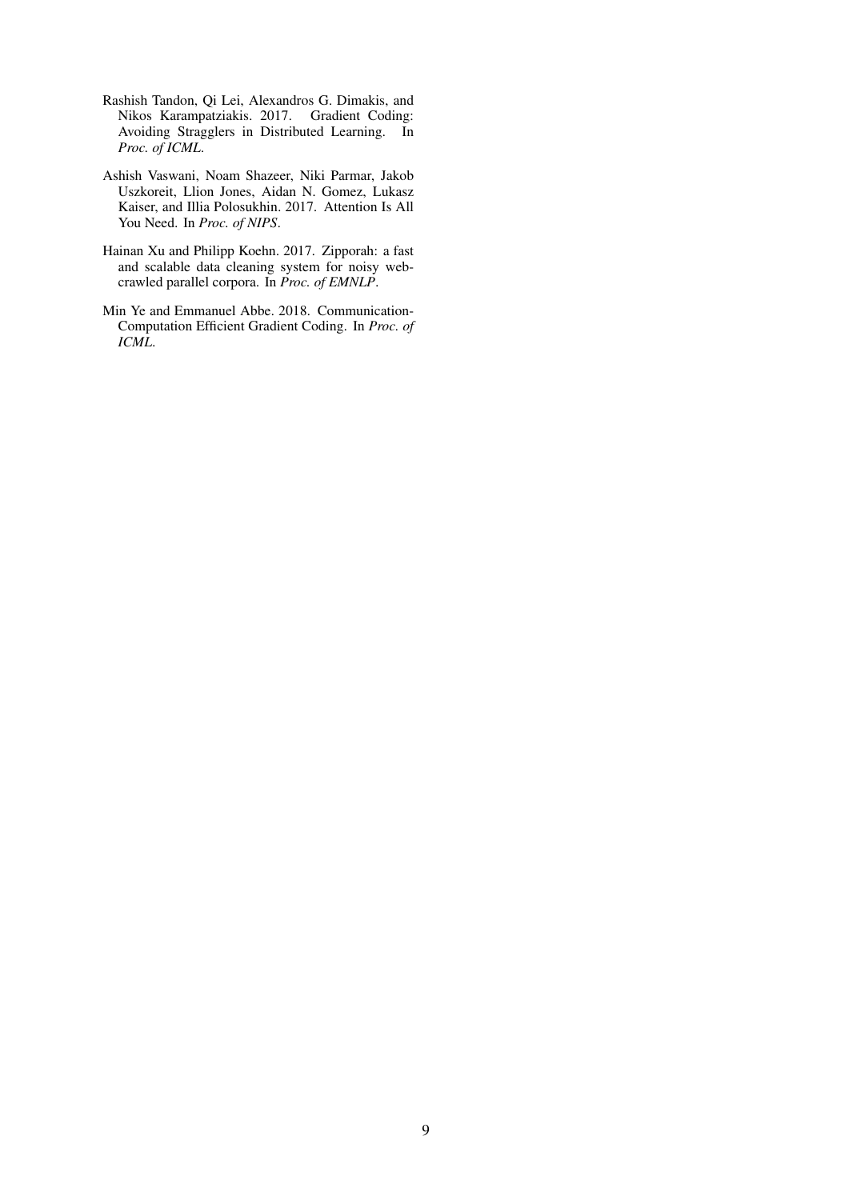Rashish Tandon, Qi Lei, Alexandros G. Dimakis, and Nikos Karampatziakis. 2017. Gradient Coding: Avoiding Stragglers in Distributed Learning. In *Proc. of ICML*.

Ashish Vaswani, Noam Shazeer, Niki Parmar, Jakob Uszkoreit, Llion Jones, Aidan N. Gomez, Lukasz Kaiser, and Illia Polosukhin. 2017. Attention Is All You Need. In *Proc. of NIPS*.

Hainan Xu and Philipp Koehn. 2017. Zipporah: a fast and scalable data cleaning system for noisy web-crawled parallel corpora. In *Proc. of EMNLP*.

Min Ye and Emmanuel Abbe. 2018. Communication-Computation Efficient Gradient Coding. In *Proc. of ICML*.